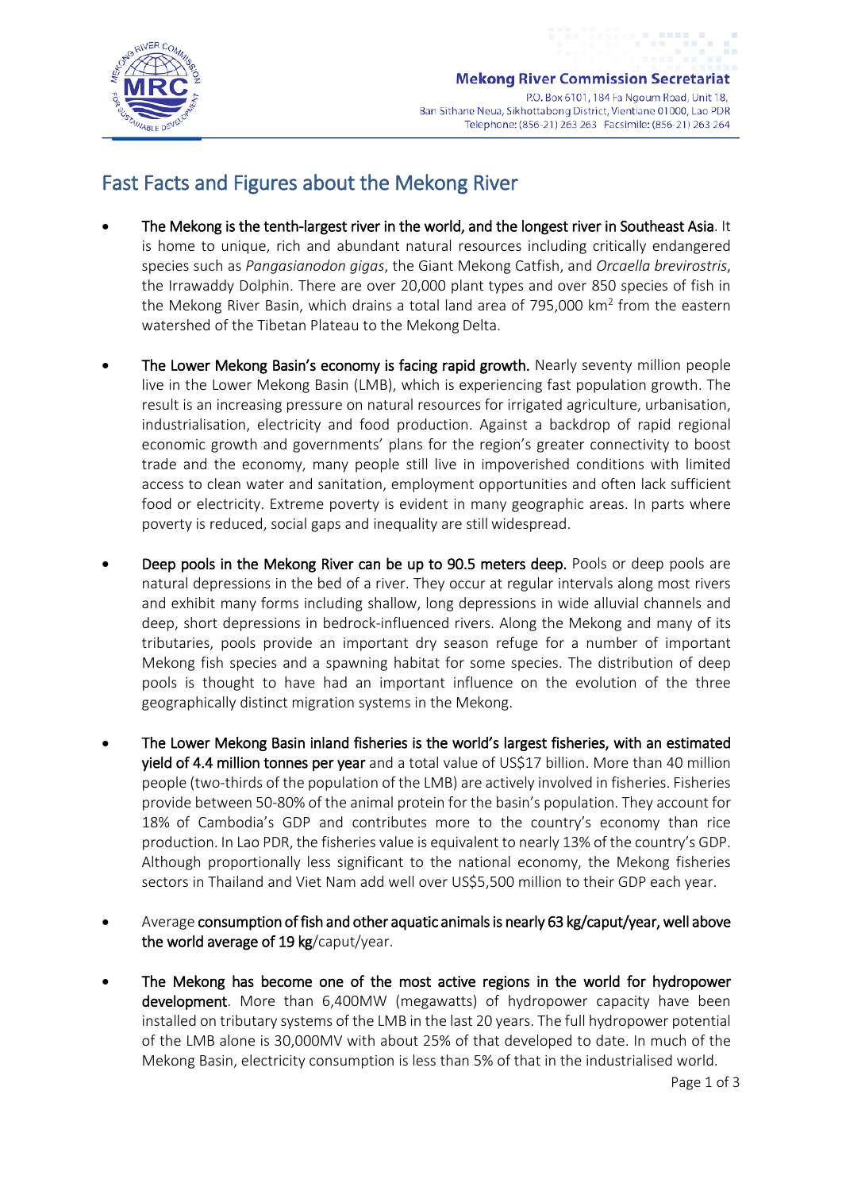Mekong River Commission Secretariat

P.O. Box 6101, 184 Fa Ngoum Road, Unit 18,
Ban Sithane Neua, Sikhottabong District, Vientiane 01000, Lao PDR
Telephone: (856-21) 263 263 Facsimile: (856-21) 263 264

# Fast Facts and Figures about the Mekong River

- **The Mekong is the tenth-largest river in the world, and the longest river in Southeast Asia**. It is home to unique, rich and abundant natural resources including critically endangered species such as *Pangasianodon gigas*, the Giant Mekong Catfish, and *Orcaella brevirostris*, the Irrawaddy Dolphin. There are over 20,000 plant types and over 850 species of fish in the Mekong River Basin, which drains a total land area of 795,000 km$^2$ from the eastern watershed of the Tibetan Plateau to the Mekong Delta.

- **The Lower Mekong Basin's economy is facing rapid growth.** Nearly seventy million people live in the Lower Mekong Basin (LMB), which is experiencing fast population growth. The result is an increasing pressure on natural resources for irrigated agriculture, urbanisation, industrialisation, electricity and food production. Against a backdrop of rapid regional economic growth and governments' plans for the region's greater connectivity to boost trade and the economy, many people still live in impoverished conditions with limited access to clean water and sanitation, employment opportunities and often lack sufficient food or electricity. Extreme poverty is evident in many geographic areas. In parts where poverty is reduced, social gaps and inequality are still widespread.

- **Deep pools in the Mekong River can be up to 90.5 meters deep.** Pools or deep pools are natural depressions in the bed of a river. They occur at regular intervals along most rivers and exhibit many forms including shallow, long depressions in wide alluvial channels and deep, short depressions in bedrock-influenced rivers. Along the Mekong and many of its tributaries, pools provide an important dry season refuge for a number of important Mekong fish species and a spawning habitat for some species. The distribution of deep pools is thought to have had an important influence on the evolution of the three geographically distinct migration systems in the Mekong.

- **The Lower Mekong Basin inland fisheries is the world's largest fisheries, with an estimated yield of 4.4 million tonnes per year** and a total value of US$17 billion. More than 40 million people (two-thirds of the population of the LMB) are actively involved in fisheries. Fisheries provide between 50-80% of the animal protein for the basin's population. They account for 18% of Cambodia's GDP and contributes more to the country's economy than rice production. In Lao PDR, the fisheries value is equivalent to nearly 13% of the country's GDP. Although proportionally less significant to the national economy, the Mekong fisheries sectors in Thailand and Viet Nam add well over US$5,500 million to their GDP each year.

- Average **consumption of fish and other aquatic animals is nearly 63 kg/caput/year, well above the world average of 19 kg**/caput/year.

- **The Mekong has become one of the most active regions in the world for hydropower development**. More than 6,400MW (megawatts) of hydropower capacity have been installed on tributary systems of the LMB in the last 20 years. The full hydropower potential of the LMB alone is 30,000MV with about 25% of that developed to date. In much of the Mekong Basin, electricity consumption is less than 5% of that in the industrialised world.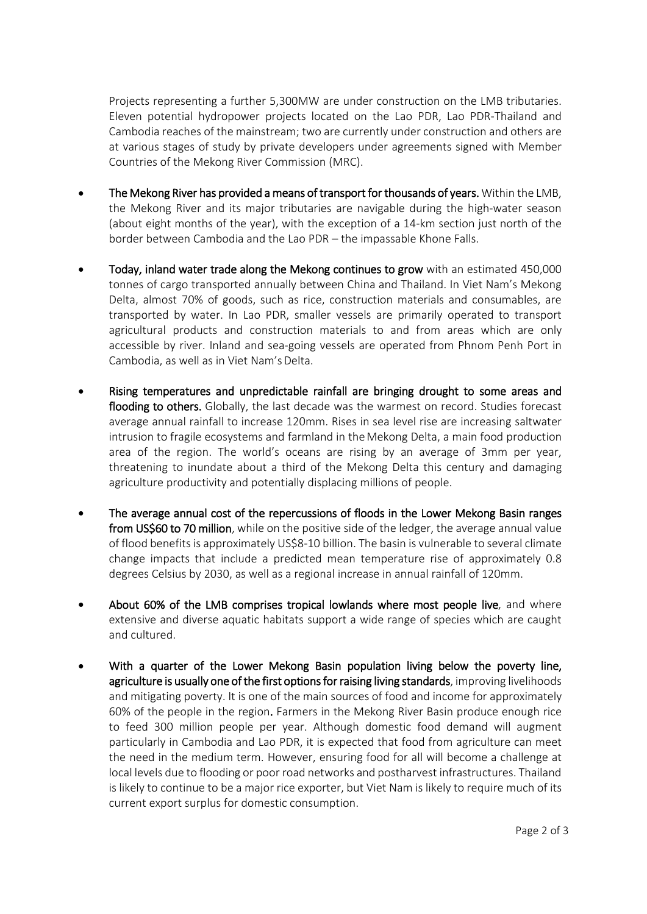Projects representing a further 5,300MW are under construction on the LMB tributaries. Eleven potential hydropower projects located on the Lao PDR, Lao PDR-Thailand and Cambodia reaches of the mainstream; two are currently under construction and others are at various stages of study by private developers under agreements signed with Member Countries of the Mekong River Commission (MRC).

- **The Mekong River has provided a means of transport for thousands of years.** Within the LMB, the Mekong River and its major tributaries are navigable during the high-water season (about eight months of the year), with the exception of a 14-km section just north of the border between Cambodia and the Lao PDR – the impassable Khone Falls.

- **Today, inland water trade along the Mekong continues to grow** with an estimated 450,000 tonnes of cargo transported annually between China and Thailand. In Viet Nam's Mekong Delta, almost 70% of goods, such as rice, construction materials and consumables, are transported by water. In Lao PDR, smaller vessels are primarily operated to transport agricultural products and construction materials to and from areas which are only accessible by river. Inland and sea-going vessels are operated from Phnom Penh Port in Cambodia, as well as in Viet Nam's Delta.

- **Rising temperatures and unpredictable rainfall are bringing drought to some areas and flooding to others.** Globally, the last decade was the warmest on record. Studies forecast average annual rainfall to increase 120mm. Rises in sea level rise are increasing saltwater intrusion to fragile ecosystems and farmland in the Mekong Delta, a main food production area of the region. The world's oceans are rising by an average of 3mm per year, threatening to inundate about a third of the Mekong Delta this century and damaging agriculture productivity and potentially displacing millions of people.

- **The average annual cost of the repercussions of floods in the Lower Mekong Basin ranges from US$60 to 70 million**, while on the positive side of the ledger, the average annual value of flood benefits is approximately US$8-10 billion. The basin is vulnerable to several climate change impacts that include a predicted mean temperature rise of approximately 0.8 degrees Celsius by 2030, as well as a regional increase in annual rainfall of 120mm.

- **About 60% of the LMB comprises tropical lowlands where most people live**, and where extensive and diverse aquatic habitats support a wide range of species which are caught and cultured.

- **With a quarter of the Lower Mekong Basin population living below the poverty line, agriculture is usually one of the first options for raising living standards**, improving livelihoods and mitigating poverty. It is one of the main sources of food and income for approximately 60% of the people in the region. Farmers in the Mekong River Basin produce enough rice to feed 300 million people per year. Although domestic food demand will augment particularly in Cambodia and Lao PDR, it is expected that food from agriculture can meet the need in the medium term. However, ensuring food for all will become a challenge at local levels due to flooding or poor road networks and postharvest infrastructures. Thailand is likely to continue to be a major rice exporter, but Viet Nam is likely to require much of its current export surplus for domestic consumption.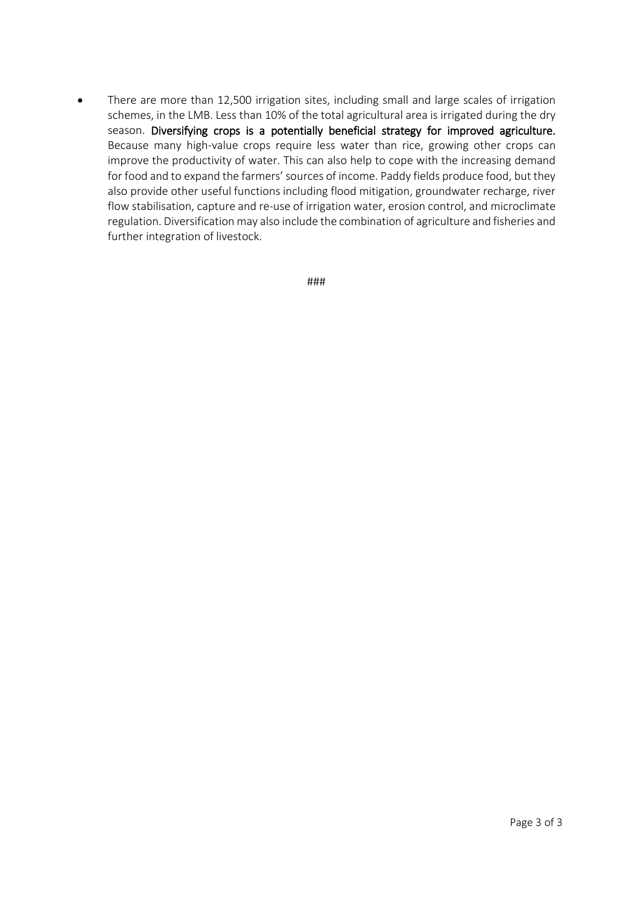- There are more than 12,500 irrigation sites, including small and large scales of irrigation schemes, in the LMB. Less than 10% of the total agricultural area is irrigated during the dry season. **Diversifying crops is a potentially beneficial strategy for improved agriculture.** Because many high-value crops require less water than rice, growing other crops can improve the productivity of water. This can also help to cope with the increasing demand for food and to expand the farmers' sources of income. Paddy fields produce food, but they also provide other useful functions including flood mitigation, groundwater recharge, river flow stabilisation, capture and re-use of irrigation water, erosion control, and microclimate regulation. Diversification may also include the combination of agriculture and fisheries and further integration of livestock.

###